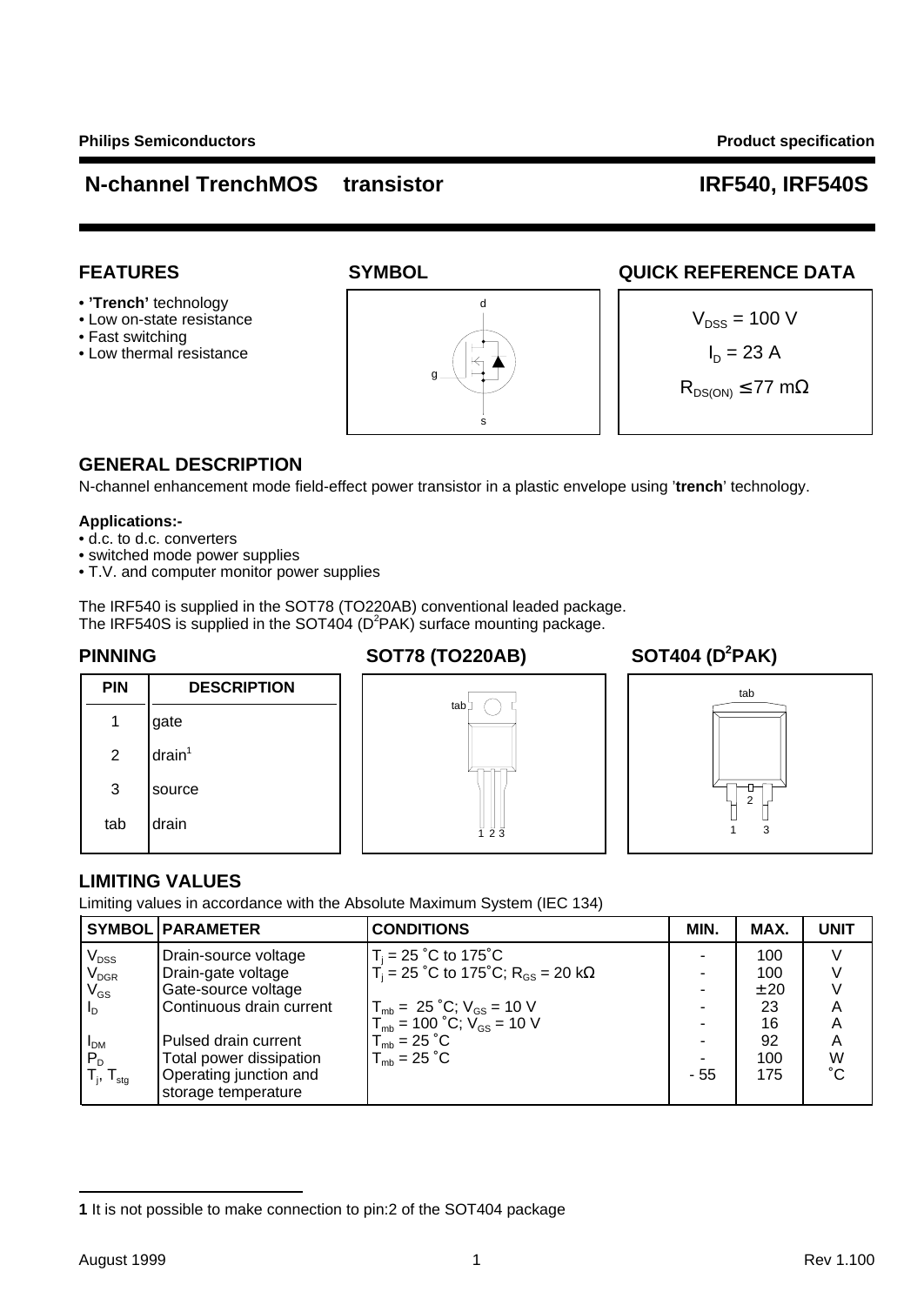Philips Semiconductors — Product specification

# N-channel TrenchMOS transistor — IRF540, IRF540S

## FEATURES

- **'Trench'** technology
- Low on-state resistance
- Fast switching
- Low thermal resistance

## SYMBOL

d

g

s

## QUICK REFERENCE DATA

$V_{DSS}$ = 100 V

$I_D$ = 23 A

$R_{DS(ON)} \leq 77$ mΩ

## GENERAL DESCRIPTION

N-channel enhancement mode field-effect power transistor in a plastic envelope using '**trench**' technology.

**Applications:-**

- d.c. to d.c. converters
- switched mode power supplies
- T.V. and computer monitor power supplies

The IRF540 is supplied in the SOT78 (TO220AB) conventional leaded package.
The IRF540S is supplied in the SOT404 ($D^2PAK$) surface mounting package.

## PINNING

| PIN | DESCRIPTION |
|---|---|
| 1 | gate |
| 2 | drain[1] |
| 3 | source |
| tab | drain |

## SOT78 (TO220AB)

tab

1 2 3

## SOT404 ($D^2PAK$)

tab

2

1 3

## LIMITING VALUES

Limiting values in accordance with the Absolute Maximum System (IEC 134)

| SYMBOL | PARAMETER | CONDITIONS | MIN. | MAX. | UNIT |
|---|---|---|---|---|---|
| $V_{DSS}$ | Drain-source voltage | $T_j$ = 25 ˚C to 175˚C | - | 100 | V |
| $V_{DGR}$ | Drain-gate voltage | $T_j$ = 25 ˚C to 175˚C; $R_{GS}$ = 20 kΩ | - | 100 | V |
| $V_{GS}$ | Gate-source voltage | | - | ± 20 | V |
| $I_D$ | Continuous drain current | $T_{mb}$ = 25 ˚C; $V_{GS}$ = 10 V | - | 23 | A |
| | | $T_{mb}$ = 100 ˚C; $V_{GS}$ = 10 V | - | 16 | A |
| $I_{DM}$ | Pulsed drain current | $T_{mb}$ = 25 ˚C | - | 92 | A |
| $P_D$ | Total power dissipation | $T_{mb}$ = 25 ˚C | - | 100 | W |
| $T_j$, $T_{stg}$ | Operating junction and storage temperature | | - 55 | 175 | ˚C |

**1** It is not possible to make connection to pin:2 of the SOT404 package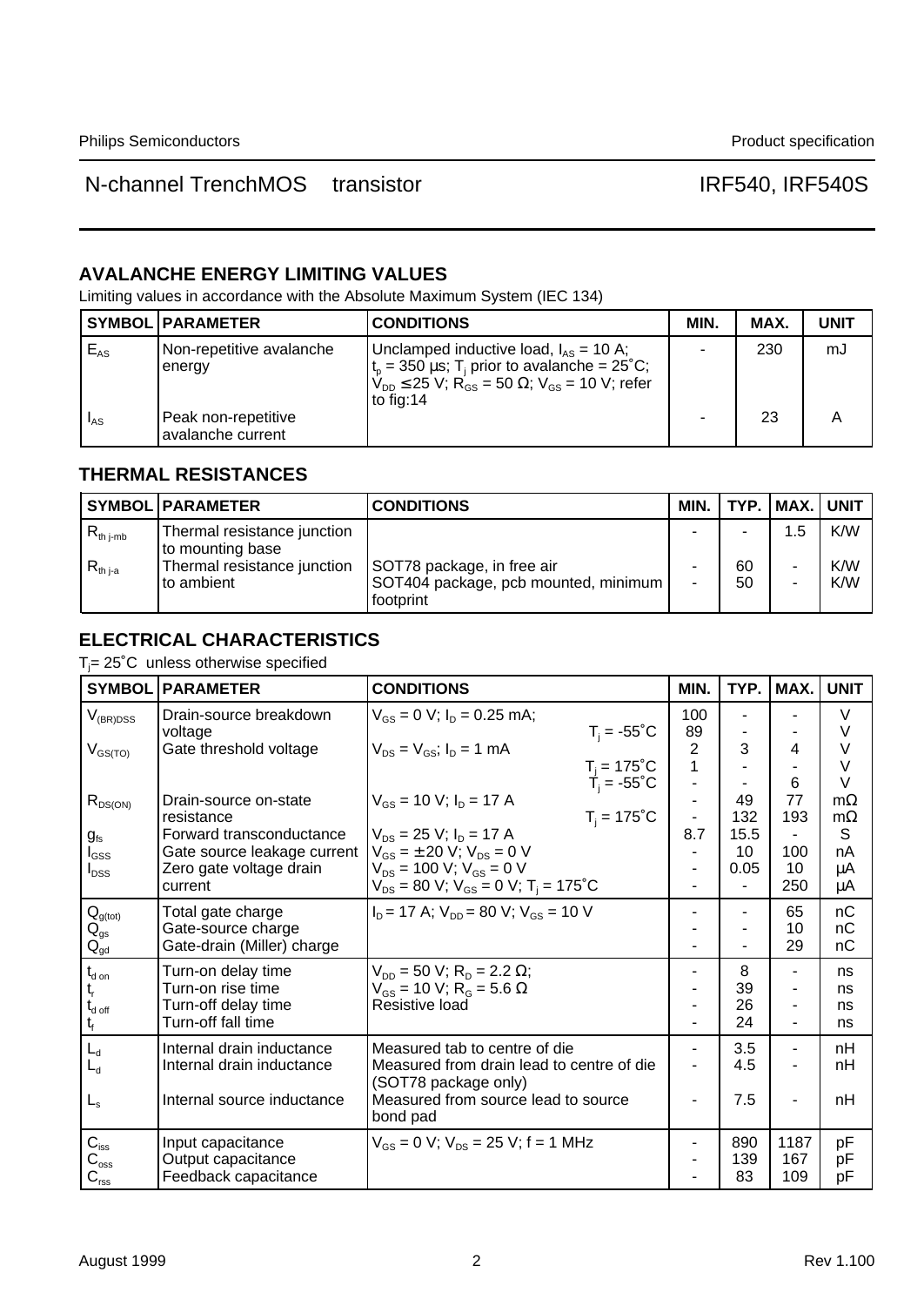## AVALANCHE ENERGY LIMITING VALUES

Limiting values in accordance with the Absolute Maximum System (IEC 134)

| SYMBOL | PARAMETER | CONDITIONS | MIN. | MAX. | UNIT |
|---|---|---|---|---|---|
| $E_{AS}$ | Non-repetitive avalanche energy | Unclamped inductive load, $I_{AS}$ = 10 A; $t_p$ = 350 µs; $T_j$ prior to avalanche = 25˚C; $V_{DD}$ ≤ 25 V; $R_{GS}$ = 50 Ω; $V_{GS}$ = 10 V; refer to fig:14 | - | 230 | mJ |
| $I_{AS}$ | Peak non-repetitive avalanche current | | - | 23 | A |

## THERMAL RESISTANCES

| SYMBOL | PARAMETER | CONDITIONS | MIN. | TYP. | MAX. | UNIT |
|---|---|---|---|---|---|---|
| $R_{th\ j\text{-}mb}$ | Thermal resistance junction to mounting base | | - | - | 1.5 | K/W |
| $R_{th\ j\text{-}a}$ | Thermal resistance junction to ambient | SOT78 package, in free air | - | 60 | - | K/W |
| | | SOT404 package, pcb mounted, minimum footprint | - | 50 | - | K/W |

## ELECTRICAL CHARACTERISTICS

$T_j$= 25˚C unless otherwise specified

| SYMBOL | PARAMETER | CONDITIONS | MIN. | TYP. | MAX. | UNIT |
|---|---|---|---|---|---|---|
| $V_{(BR)DSS}$ | Drain-source breakdown voltage | $V_{GS}$ = 0 V; $I_D$ = 0.25 mA; | 100 | - | - | V |
| | | $T_j$ = -55˚C | 89 | - | - | V |
| $V_{GS(TO)}$ | Gate threshold voltage | $V_{DS}$ = $V_{GS}$; $I_D$ = 1 mA | 2 | 3 | 4 | V |
| | | $T_j$ = 175˚C | 1 | - | - | V |
| | | $T_j$ = -55˚C | - | - | 6 | V |
| $R_{DS(ON)}$ | Drain-source on-state resistance | $V_{GS}$ = 10 V; $I_D$ = 17 A | - | 49 | 77 | mΩ |
| | | $T_j$ = 175˚C | - | 132 | 193 | mΩ |
| $g_{fs}$ | Forward transconductance | $V_{DS}$ = 25 V; $I_D$ = 17 A | 8.7 | 15.5 | - | S |
| $I_{GSS}$ | Gate source leakage current | $V_{GS}$ = ± 20 V; $V_{DS}$ = 0 V | - | 10 | 100 | nA |
| $I_{DSS}$ | Zero gate voltage drain current | $V_{DS}$ = 100 V; $V_{GS}$ = 0 V | - | 0.05 | 10 | µA |
| | | $V_{DS}$ = 80 V; $V_{GS}$ = 0 V; $T_j$ = 175˚C | - | - | 250 | µA |
| $Q_{g(tot)}$ | Total gate charge | $I_D$ = 17 A; $V_{DD}$ = 80 V; $V_{GS}$ = 10 V | - | - | 65 | nC |
| $Q_{gs}$ | Gate-source charge | | - | - | 10 | nC |
| $Q_{gd}$ | Gate-drain (Miller) charge | | - | - | 29 | nC |
| $t_{d\ on}$ | Turn-on delay time | $V_{DD}$ = 50 V; $R_D$ = 2.2 Ω; | - | 8 | - | ns |
| $t_r$ | Turn-on rise time | $V_{GS}$ = 10 V; $R_G$ = 5.6 Ω | - | 39 | - | ns |
| $t_{d\ off}$ | Turn-off delay time | Resistive load | - | 26 | - | ns |
| $t_f$ | Turn-off fall time | | - | 24 | - | ns |
| $L_d$ | Internal drain inductance | Measured tab to centre of die | - | 3.5 | - | nH |
| $L_d$ | Internal drain inductance | Measured from drain lead to centre of die (SOT78 package only) | - | 4.5 | - | nH |
| $L_s$ | Internal source inductance | Measured from source lead to source bond pad | - | 7.5 | - | nH |
| $C_{iss}$ | Input capacitance | $V_{GS}$ = 0 V; $V_{DS}$ = 25 V; f = 1 MHz | - | 890 | 1187 | pF |
| $C_{oss}$ | Output capacitance | | - | 139 | 167 | pF |
| $C_{rss}$ | Feedback capacitance | | - | 83 | 109 | pF |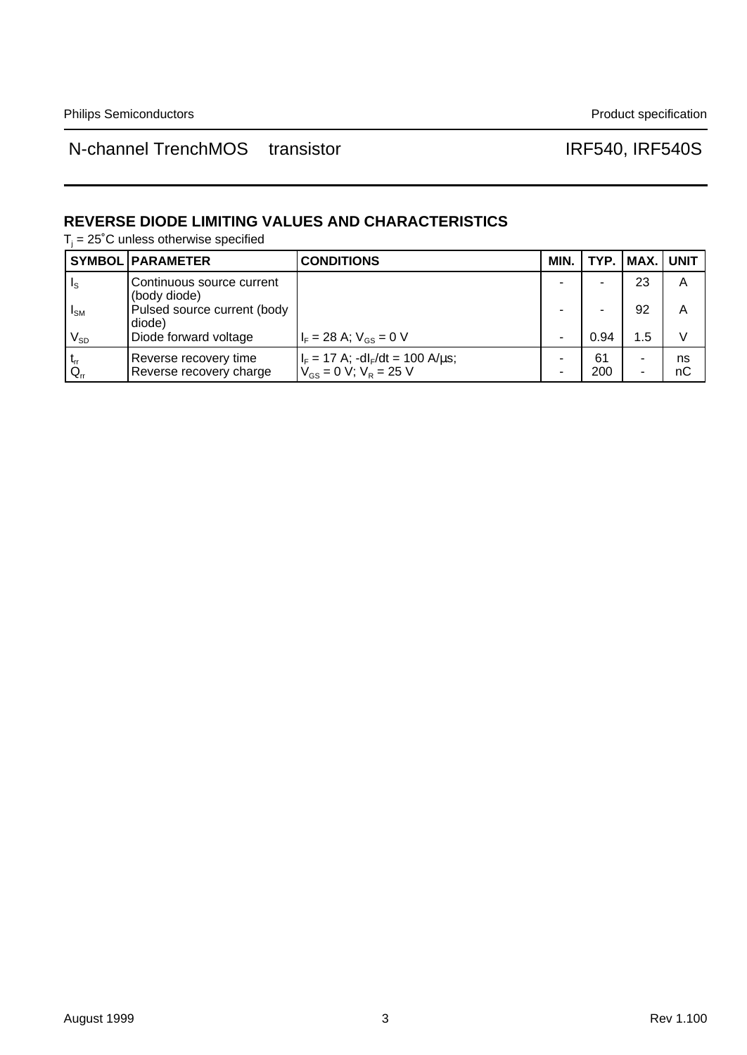## REVERSE DIODE LIMITING VALUES AND CHARACTERISTICS

$T_j = 25^{\circ}C$ unless otherwise specified

| SYMBOL | PARAMETER | CONDITIONS | MIN. | TYP. | MAX. | UNIT |
|---|---|---|---|---|---|---|
| $I_S$ | Continuous source current (body diode) | | - | - | 23 | A |
| $I_{SM}$ | Pulsed source current (body diode) | | - | - | 92 | A |
| $V_{SD}$ | Diode forward voltage | $I_F = 28$ A; $V_{GS} = 0$ V | - | 0.94 | 1.5 | V |
| $t_{rr}$ | Reverse recovery time | $I_F = 17$ A; $-dI_F/dt = 100$ A/µs; | - | 61 | - | ns |
| $Q_{rr}$ | Reverse recovery charge | $V_{GS} = 0$ V; $V_R = 25$ V | - | 200 | - | nC |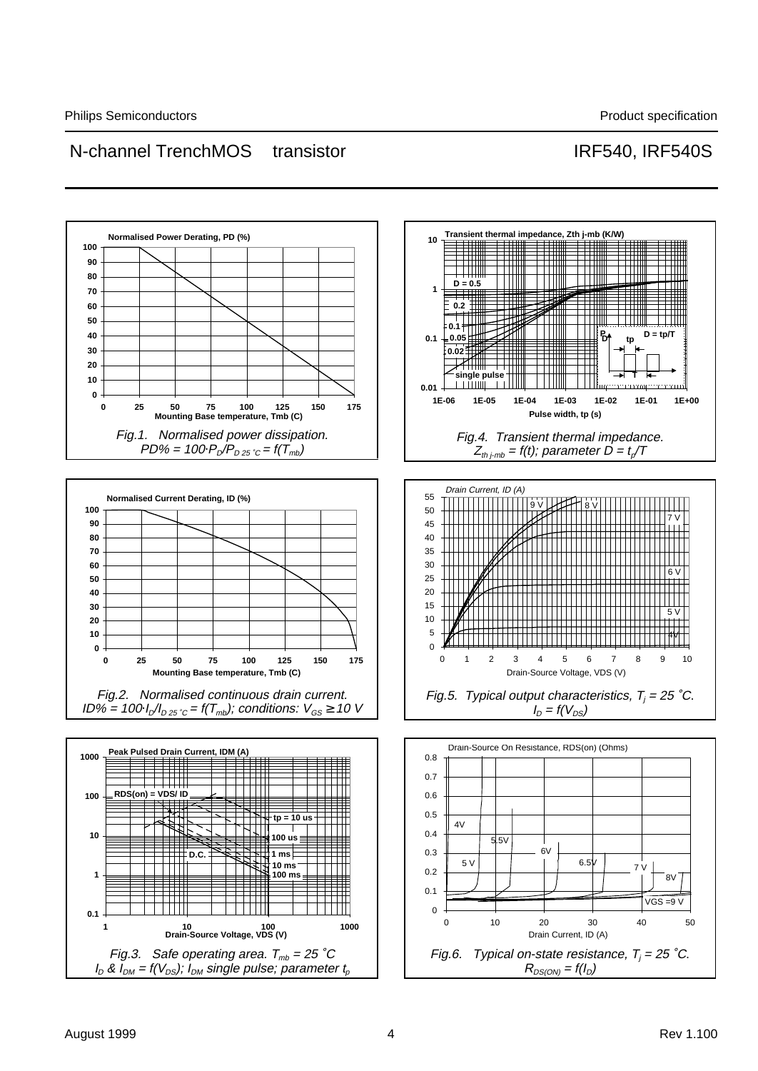Normalised Power Derating, PD (%)

Mounting Base temperature, Tmb (C)

Fig.1. Normalised power dissipation. $PD\% = 100 \cdot P_D/P_{D\ 25\ ^\circ C} = f(T_{mb})$

Transient thermal impedance, Zth j-mb (K/W)

Pulse width, tp (s)

Fig.4. Transient thermal impedance. $Z_{th\ j\text{-}mb} = f(t)$; parameter $D = t_p/T$

Normalised Current Derating, ID (%)

Mounting Base temperature, Tmb (C)

Fig.2. Normalised continuous drain current. $ID\% = 100 \cdot I_D/I_{D\ 25\ ^\circ C} = f(T_{mb})$; conditions: $V_{GS} \geq 10$ V

Drain Current, ID (A)

Drain-Source Voltage, VDS (V)

Fig.5. Typical output characteristics, $T_j = 25\ ^\circ C$. $I_D = f(V_{DS})$

Peak Pulsed Drain Current, IDM (A)

Drain-Source Voltage, VDS (V)

Fig.3. Safe operating area. $T_{mb} = 25\ ^\circ C$ $I_D$ & $I_{DM} = f(V_{DS})$; $I_{DM}$ single pulse; parameter $t_p$

Drain-Source On Resistance, RDS(on) (Ohms)

Drain Current, ID (A)

Fig.6. Typical on-state resistance, $T_j = 25\ ^\circ C$. $R_{DS(ON)} = f(I_D)$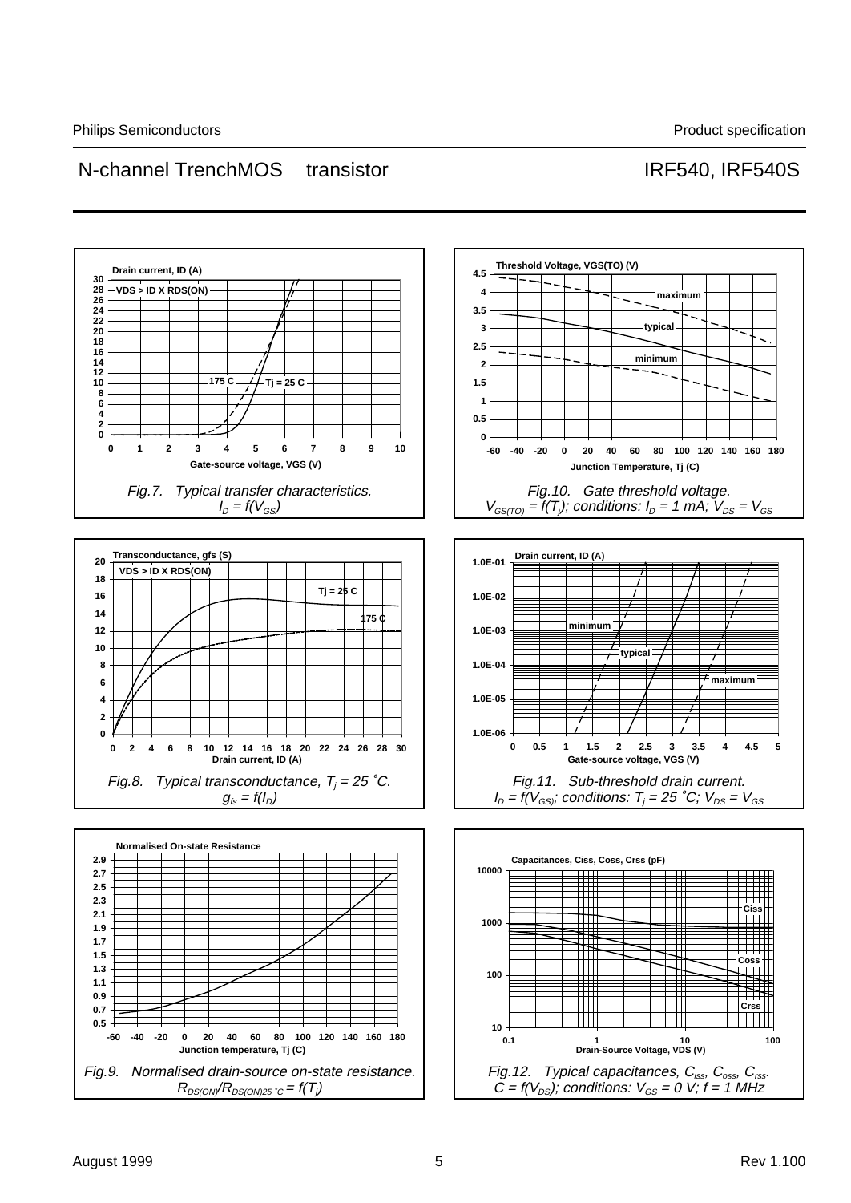Drain current, ID (A)

VDS > ID X RDS(ON)

175 C    Tj = 25 C

Gate-source voltage, VGS (V)

*Fig.7. Typical transfer characteristics.*
*$I_D = f(V_{GS})$*

Threshold Voltage, VGS(TO) (V)

maximum

typical

minimum

Junction Temperature, Tj (C)

*Fig.10. Gate threshold voltage.*
*$V_{GS(TO)} = f(T_j)$; conditions: $I_D$ = 1 mA; $V_{DS} = V_{GS}$*

Transconductance, gfs (S)

VDS > ID X RDS(ON)

Tj = 25 C

175 C

Drain current, ID (A)

*Fig.8. Typical transconductance, $T_j$ = 25 ˚C.*
*$g_{fs} = f(I_D)$*

Drain current, ID (A)

minimum

typical

maximum

Gate-source voltage, VGS (V)

*Fig.11. Sub-threshold drain current.*
*$I_D = f(V_{GS})$; conditions: $T_j$ = 25 ˚C; $V_{DS} = V_{GS}$*

Normalised On-state Resistance

Junction temperature, Tj (C)

*Fig.9. Normalised drain-source on-state resistance.*
*$R_{DS(ON)}/R_{DS(ON)25\ ^\circ C} = f(T_j)$*

Capacitances, Ciss, Coss, Crss (pF)

Ciss

Coss

Crss

Drain-Source Voltage, VDS (V)

*Fig.12. Typical capacitances, $C_{iss}$, $C_{oss}$, $C_{rss}$.*
*$C = f(V_{DS})$; conditions: $V_{GS}$ = 0 V; f = 1 MHz*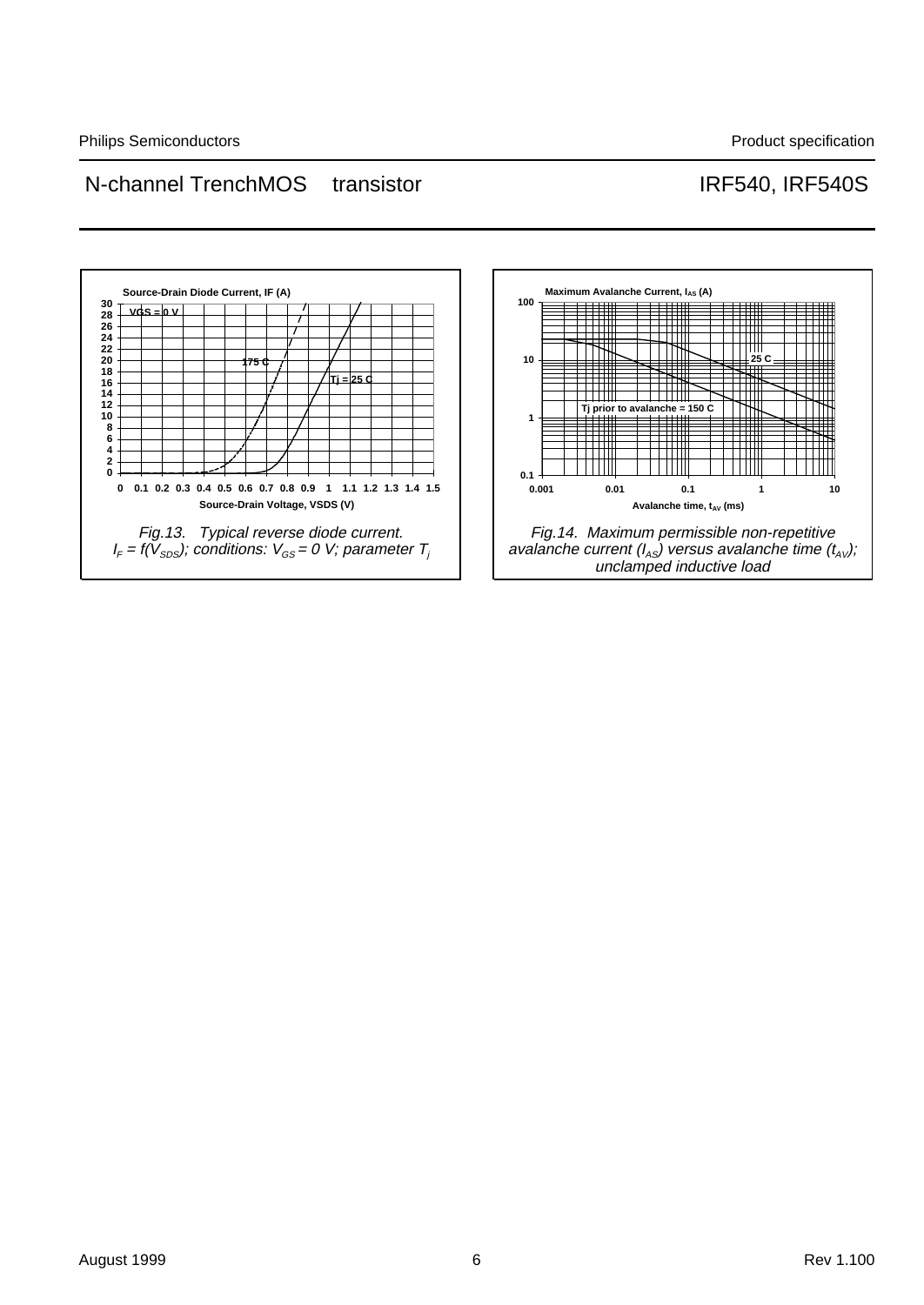Fig.13. Typical reverse diode current. $I_F = f(V_{SDS})$; conditions: $V_{GS} = 0$ V; parameter $T_j$

Fig.14. Maximum permissible non-repetitive avalanche current ($I_{AS}$) versus avalanche time ($t_{AV}$); unclamped inductive load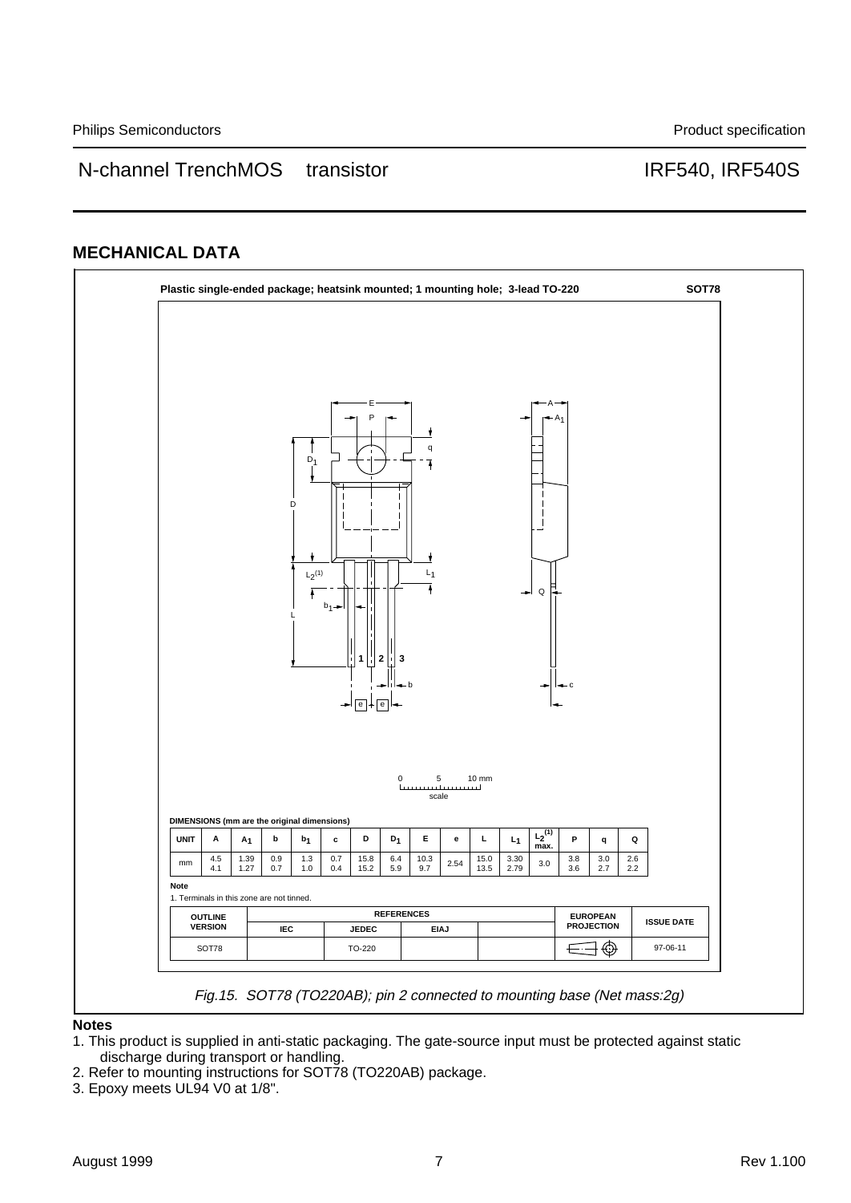## MECHANICAL DATA

**Plastic single-ended package; heatsink mounted; 1 mounting hole; 3-lead TO-220** **SOT78**

**DIMENSIONS (mm are the original dimensions)**

| UNIT | A | $A_1$ | b | $b_1$ | c | D | $D_1$ | E | e | L | $L_1$ | $L_2^{(1)}$ max. | P | q | Q |
|---|---|---|---|---|---|---|---|---|---|---|---|---|---|---|---|
| mm | 4.5<br>4.1 | 1.39<br>1.27 | 0.9<br>0.7 | 1.3<br>1.0 | 0.7<br>0.4 | 15.8<br>15.2 | 6.4<br>5.9 | 10.3<br>9.7 | 2.54 | 15.0<br>13.5 | 3.30<br>2.79 | 3.0 | 3.8<br>3.6 | 3.0<br>2.7 | 2.6<br>2.2 |

**Note**

1. Terminals in this zone are not tinned.

| OUTLINE VERSION | REFERENCES | | | | EUROPEAN PROJECTION | ISSUE DATE |
|---|---|---|---|---|---|---|
| | IEC | JEDEC | EIAJ | | | |
| SOT78 | | TO-220 | | | | 97-06-11 |

*Fig.15. SOT78 (TO220AB); pin 2 connected to mounting base (Net mass:2g)*

**Notes**

1. This product is supplied in anti-static packaging. The gate-source input must be protected against static discharge during transport or handling.
2. Refer to mounting instructions for SOT78 (TO220AB) package.
3. Epoxy meets UL94 V0 at 1/8".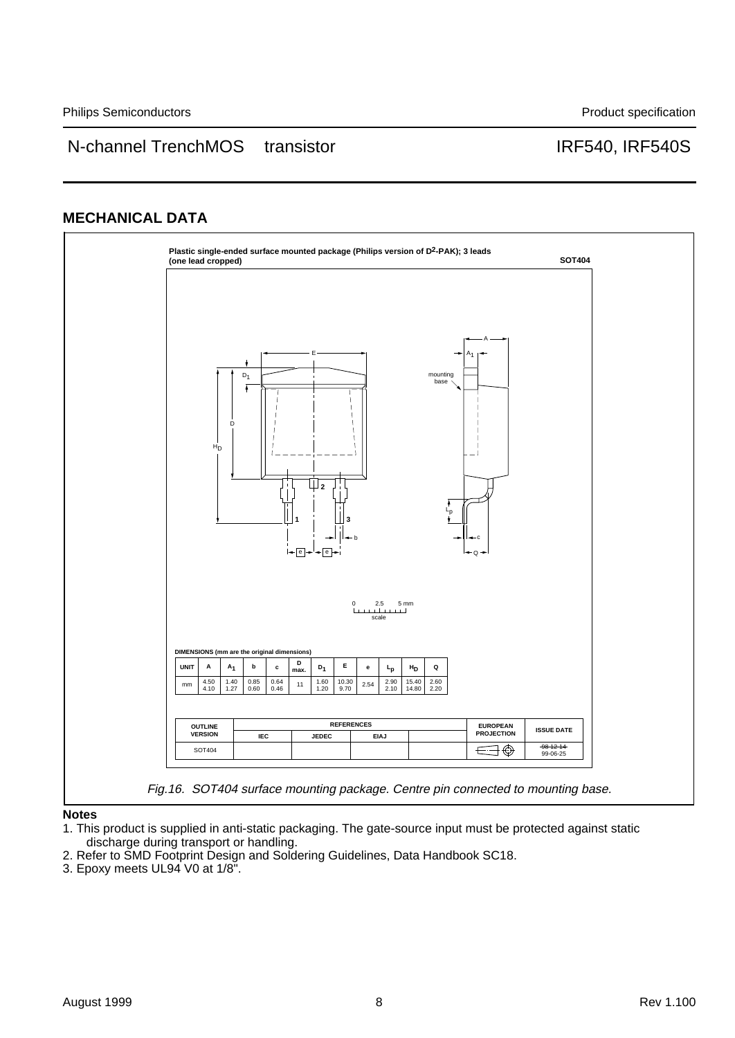## MECHANICAL DATA

**Plastic single-ended surface mounted package (Philips version of $D^2$-PAK); 3 leads (one lead cropped)** **SOT404**

DIMENSIONS (mm are the original dimensions)

| UNIT | A | $A_1$ | b | c | D max. | $D_1$ | E | e | $L_p$ | $H_D$ | Q |
|---|---|---|---|---|---|---|---|---|---|---|---|
| mm | 4.50<br>4.10 | 1.40<br>1.27 | 0.85<br>0.60 | 0.64<br>0.46 | 11 | 1.60<br>1.20 | 10.30<br>9.70 | 2.54 | 2.90<br>2.10 | 15.40<br>14.80 | 2.60<br>2.20 |

| OUTLINE VERSION | REFERENCES | | | | EUROPEAN PROJECTION | ISSUE DATE |
|---|---|---|---|---|---|---|
| | IEC | JEDEC | EIAJ | | | |
| SOT404 | | | | | | ~~98-12-14~~<br>99-06-25 |

*Fig.16. SOT404 surface mounting package. Centre pin connected to mounting base.*

**Notes**

1. This product is supplied in anti-static packaging. The gate-source input must be protected against static discharge during transport or handling.
2. Refer to SMD Footprint Design and Soldering Guidelines, Data Handbook SC18.
3. Epoxy meets UL94 V0 at 1/8".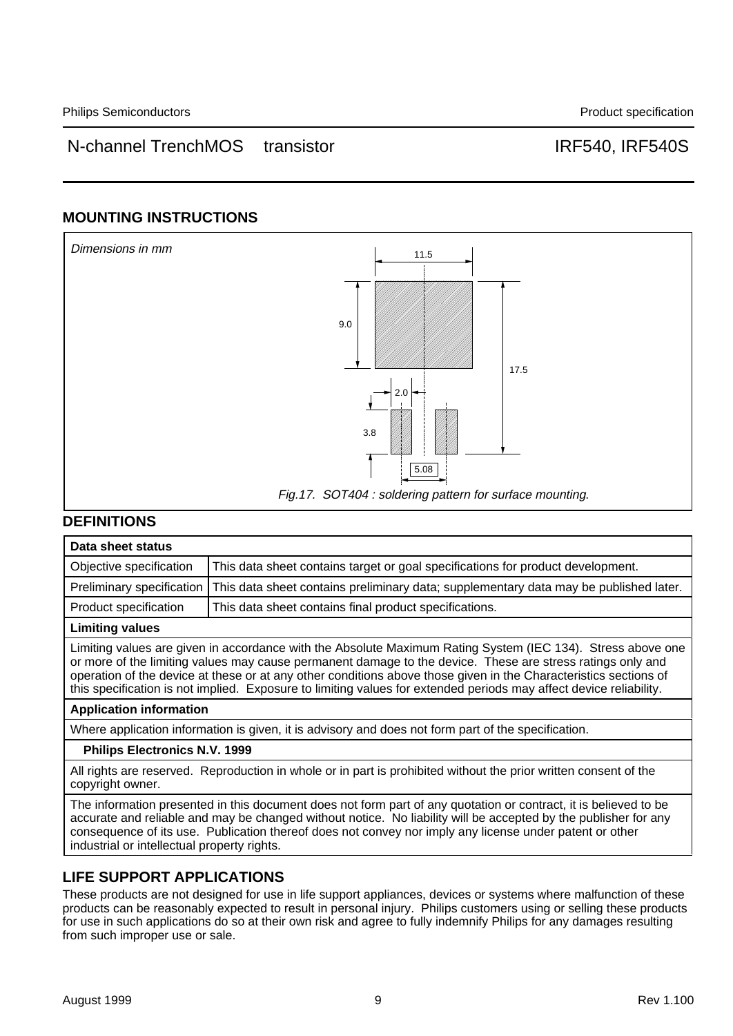## MOUNTING INSTRUCTIONS

Dimensions in mm

11.5

9.0

17.5

2.0

3.8

5.08

*Fig.17. SOT404 : soldering pattern for surface mounting.*

## DEFINITIONS

| | |
|---|---|
| **Data sheet status** | |
| Objective specification | This data sheet contains target or goal specifications for product development. |
| Preliminary specification | This data sheet contains preliminary data; supplementary data may be published later. |
| Product specification | This data sheet contains final product specifications. |

**Limiting values**

Limiting values are given in accordance with the Absolute Maximum Rating System (IEC 134). Stress above one or more of the limiting values may cause permanent damage to the device. These are stress ratings only and operation of the device at these or at any other conditions above those given in the Characteristics sections of this specification is not implied. Exposure to limiting values for extended periods may affect device reliability.

**Application information**

Where application information is given, it is advisory and does not form part of the specification.

**Philips Electronics N.V. 1999**

All rights are reserved. Reproduction in whole or in part is prohibited without the prior written consent of the copyright owner.

The information presented in this document does not form part of any quotation or contract, it is believed to be accurate and reliable and may be changed without notice. No liability will be accepted by the publisher for any consequence of its use. Publication thereof does not convey nor imply any license under patent or other industrial or intellectual property rights.

## LIFE SUPPORT APPLICATIONS

These products are not designed for use in life support appliances, devices or systems where malfunction of these products can be reasonably expected to result in personal injury. Philips customers using or selling these products for use in such applications do so at their own risk and agree to fully indemnify Philips for any damages resulting from such improper use or sale.